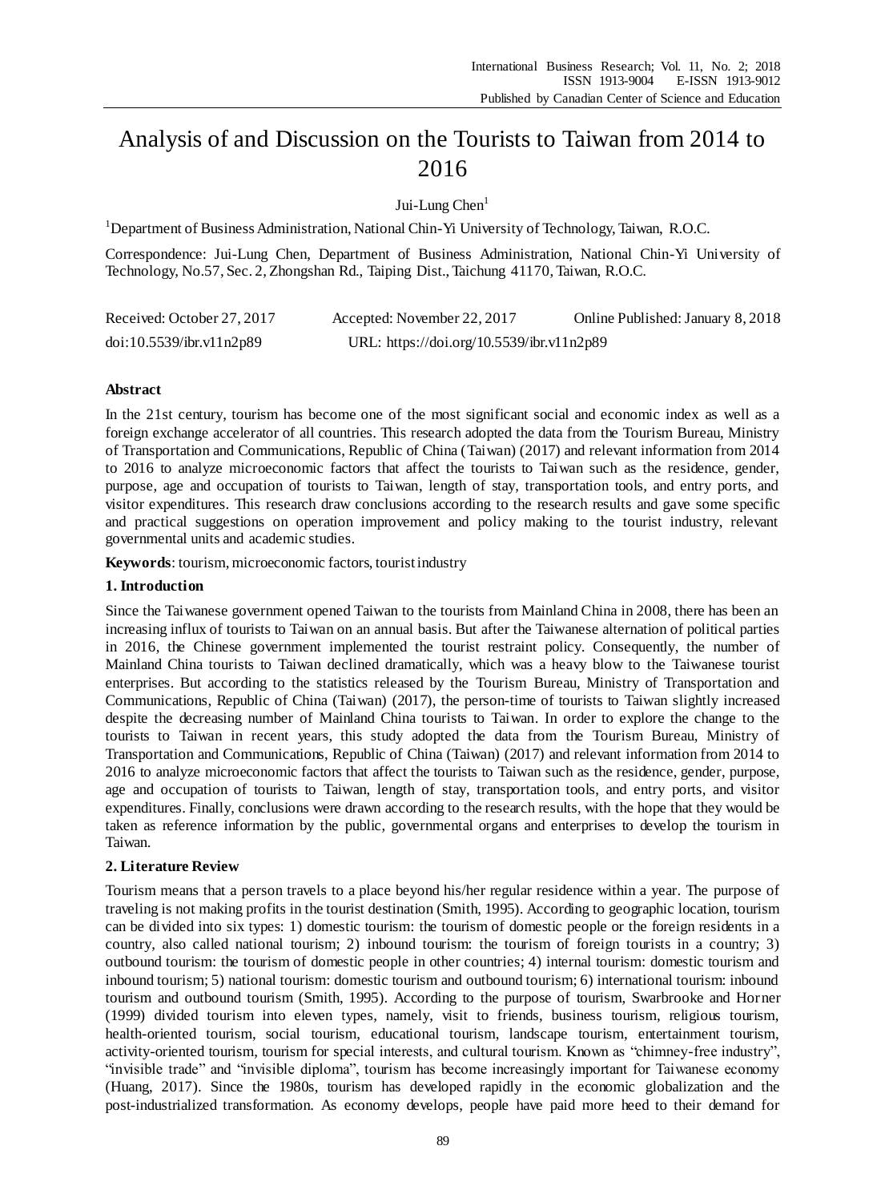# Analysis of and Discussion on the Tourists to Taiwan from 2014 to 2016

Jui-Lung Chen[1]

[1]Department of Business Administration, National Chin-Yi University of Technology, Taiwan, R.O.C.

Correspondence: Jui-Lung Chen, Department of Business Administration, National Chin-Yi University of Technology, No.57, Sec. 2, Zhongshan Rd., Taiping Dist., Taichung 41170, Taiwan, R.O.C.

Received: October 27, 2017 Accepted: November 22, 2017 Online Published: January 8, 2018

doi:10.5539/ibr.v11n2p89 URL: https://doi.org/10.5539/ibr.v11n2p89

## Abstract

In the 21st century, tourism has become one of the most significant social and economic index as well as a foreign exchange accelerator of all countries. This research adopted the data from the Tourism Bureau, Ministry of Transportation and Communications, Republic of China (Taiwan) (2017) and relevant information from 2014 to 2016 to analyze microeconomic factors that affect the tourists to Taiwan such as the residence, gender, purpose, age and occupation of tourists to Taiwan, length of stay, transportation tools, and entry ports, and visitor expenditures. This research draw conclusions according to the research results and gave some specific and practical suggestions on operation improvement and policy making to the tourist industry, relevant governmental units and academic studies.

**Keywords**: tourism, microeconomic factors, tourist industry

## 1. Introduction

Since the Taiwanese government opened Taiwan to the tourists from Mainland China in 2008, there has been an increasing influx of tourists to Taiwan on an annual basis. But after the Taiwanese alternation of political parties in 2016, the Chinese government implemented the tourist restraint policy. Consequently, the number of Mainland China tourists to Taiwan declined dramatically, which was a heavy blow to the Taiwanese tourist enterprises. But according to the statistics released by the Tourism Bureau, Ministry of Transportation and Communications, Republic of China (Taiwan) (2017), the person-time of tourists to Taiwan slightly increased despite the decreasing number of Mainland China tourists to Taiwan. In order to explore the change to the tourists to Taiwan in recent years, this study adopted the data from the Tourism Bureau, Ministry of Transportation and Communications, Republic of China (Taiwan) (2017) and relevant information from 2014 to 2016 to analyze microeconomic factors that affect the tourists to Taiwan such as the residence, gender, purpose, age and occupation of tourists to Taiwan, length of stay, transportation tools, and entry ports, and visitor expenditures. Finally, conclusions were drawn according to the research results, with the hope that they would be taken as reference information by the public, governmental organs and enterprises to develop the tourism in Taiwan.

## 2. Literature Review

Tourism means that a person travels to a place beyond his/her regular residence within a year. The purpose of traveling is not making profits in the tourist destination (Smith, 1995). According to geographic location, tourism can be divided into six types: 1) domestic tourism: the tourism of domestic people or the foreign residents in a country, also called national tourism; 2) inbound tourism: the tourism of foreign tourists in a country; 3) outbound tourism: the tourism of domestic people in other countries; 4) internal tourism: domestic tourism and inbound tourism; 5) national tourism: domestic tourism and outbound tourism; 6) international tourism: inbound tourism and outbound tourism (Smith, 1995). According to the purpose of tourism, Swarbrooke and Horner (1999) divided tourism into eleven types, namely, visit to friends, business tourism, religious tourism, health-oriented tourism, social tourism, educational tourism, landscape tourism, entertainment tourism, activity-oriented tourism, tourism for special interests, and cultural tourism. Known as "chimney-free industry", "invisible trade" and "invisible diploma", tourism has become increasingly important for Taiwanese economy (Huang, 2017). Since the 1980s, tourism has developed rapidly in the economic globalization and the post-industrialized transformation. As economy develops, people have paid more heed to their demand for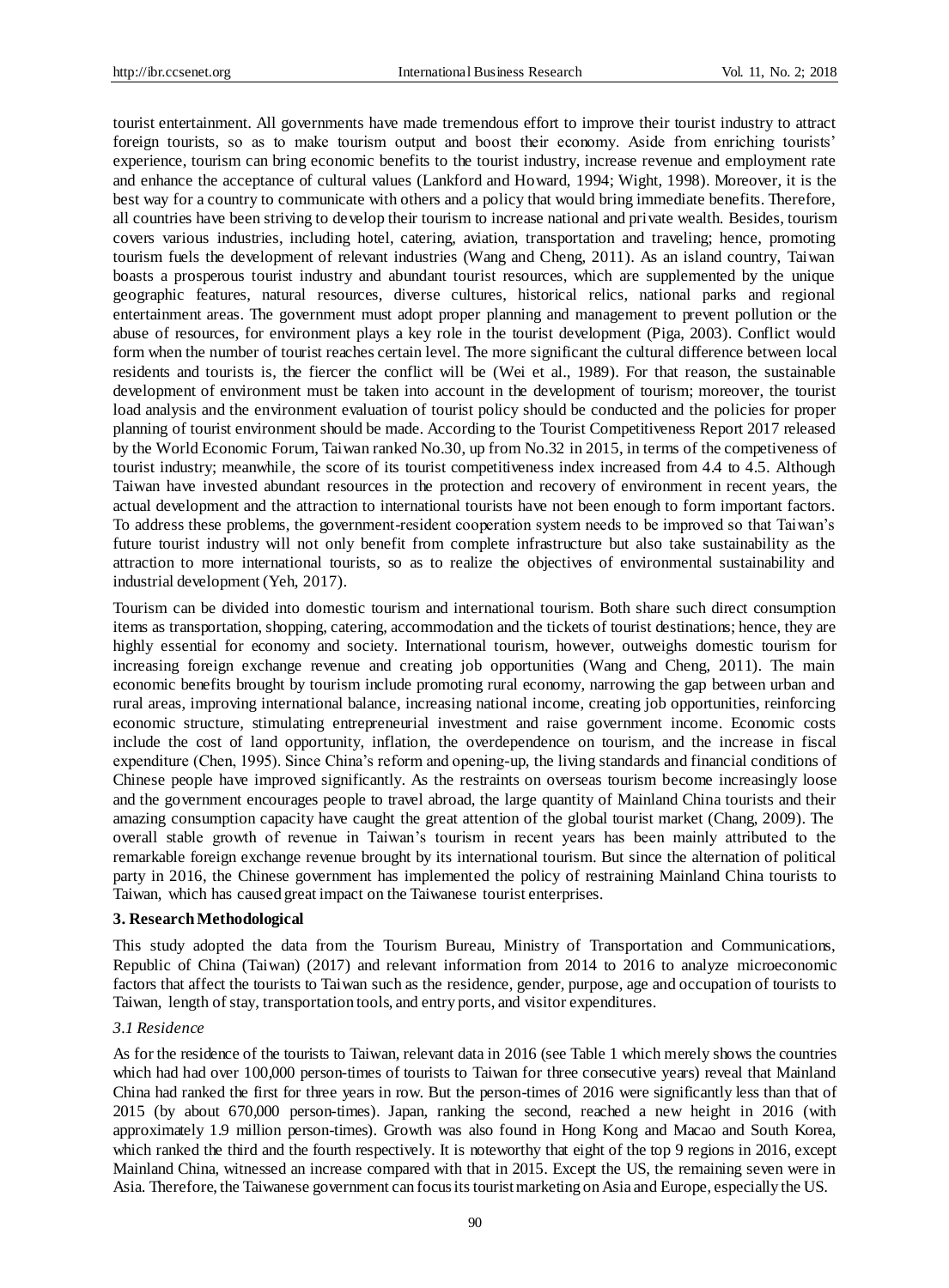tourist entertainment. All governments have made tremendous effort to improve their tourist industry to attract foreign tourists, so as to make tourism output and boost their economy. Aside from enriching tourists' experience, tourism can bring economic benefits to the tourist industry, increase revenue and employment rate and enhance the acceptance of cultural values (Lankford and Howard, 1994; Wight, 1998). Moreover, it is the best way for a country to communicate with others and a policy that would bring immediate benefits. Therefore, all countries have been striving to develop their tourism to increase national and private wealth. Besides, tourism covers various industries, including hotel, catering, aviation, transportation and traveling; hence, promoting tourism fuels the development of relevant industries (Wang and Cheng, 2011). As an island country, Taiwan boasts a prosperous tourist industry and abundant tourist resources, which are supplemented by the unique geographic features, natural resources, diverse cultures, historical relics, national parks and regional entertainment areas. The government must adopt proper planning and management to prevent pollution or the abuse of resources, for environment plays a key role in the tourist development (Piga, 2003). Conflict would form when the number of tourist reaches certain level. The more significant the cultural difference between local residents and tourists is, the fiercer the conflict will be (Wei et al., 1989). For that reason, the sustainable development of environment must be taken into account in the development of tourism; moreover, the tourist load analysis and the environment evaluation of tourist policy should be conducted and the policies for proper planning of tourist environment should be made. According to the Tourist Competitiveness Report 2017 released by the World Economic Forum, Taiwan ranked No.30, up from No.32 in 2015, in terms of the competiveness of tourist industry; meanwhile, the score of its tourist competitiveness index increased from 4.4 to 4.5. Although Taiwan have invested abundant resources in the protection and recovery of environment in recent years, the actual development and the attraction to international tourists have not been enough to form important factors. To address these problems, the government-resident cooperation system needs to be improved so that Taiwan's future tourist industry will not only benefit from complete infrastructure but also take sustainability as the attraction to more international tourists, so as to realize the objectives of environmental sustainability and industrial development (Yeh, 2017).

Tourism can be divided into domestic tourism and international tourism. Both share such direct consumption items as transportation, shopping, catering, accommodation and the tickets of tourist destinations; hence, they are highly essential for economy and society. International tourism, however, outweighs domestic tourism for increasing foreign exchange revenue and creating job opportunities (Wang and Cheng, 2011). The main economic benefits brought by tourism include promoting rural economy, narrowing the gap between urban and rural areas, improving international balance, increasing national income, creating job opportunities, reinforcing economic structure, stimulating entrepreneurial investment and raise government income. Economic costs include the cost of land opportunity, inflation, the overdependence on tourism, and the increase in fiscal expenditure (Chen, 1995). Since China's reform and opening-up, the living standards and financial conditions of Chinese people have improved significantly. As the restraints on overseas tourism become increasingly loose and the government encourages people to travel abroad, the large quantity of Mainland China tourists and their amazing consumption capacity have caught the great attention of the global tourist market (Chang, 2009). The overall stable growth of revenue in Taiwan's tourism in recent years has been mainly attributed to the remarkable foreign exchange revenue brought by its international tourism. But since the alternation of political party in 2016, the Chinese government has implemented the policy of restraining Mainland China tourists to Taiwan, which has caused great impact on the Taiwanese tourist enterprises.

## 3. Research Methodological

This study adopted the data from the Tourism Bureau, Ministry of Transportation and Communications, Republic of China (Taiwan) (2017) and relevant information from 2014 to 2016 to analyze microeconomic factors that affect the tourists to Taiwan such as the residence, gender, purpose, age and occupation of tourists to Taiwan, length of stay, transportation tools, and entry ports, and visitor expenditures.

### *3.1 Residence*

As for the residence of the tourists to Taiwan, relevant data in 2016 (see Table 1 which merely shows the countries which had had over 100,000 person-times of tourists to Taiwan for three consecutive years) reveal that Mainland China had ranked the first for three years in row. But the person-times of 2016 were significantly less than that of 2015 (by about 670,000 person-times). Japan, ranking the second, reached a new height in 2016 (with approximately 1.9 million person-times). Growth was also found in Hong Kong and Macao and South Korea, which ranked the third and the fourth respectively. It is noteworthy that eight of the top 9 regions in 2016, except Mainland China, witnessed an increase compared with that in 2015. Except the US, the remaining seven were in Asia. Therefore, the Taiwanese government can focus its tourist marketing on Asia and Europe, especially the US.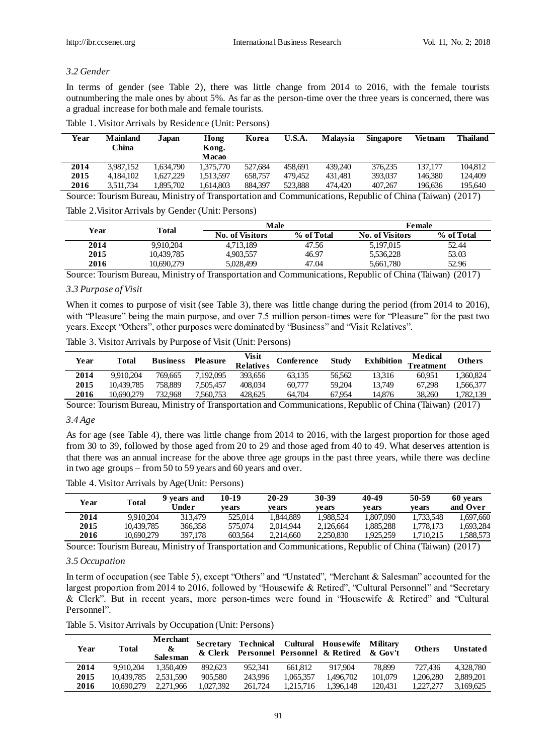### *3.2 Gender*

In terms of gender (see Table 2), there was little change from 2014 to 2016, with the female tourists outnumbering the male ones by about 5%. As far as the person-time over the three years is concerned, there was a gradual increase for both male and female tourists.

Table 1. Visitor Arrivals by Residence (Unit: Persons)

| Year | Mainland China | Japan | Hong Kong. Macao | Korea | U.S.A. | Malaysia | Singapore | Vietnam | Thailand |
|---|---|---|---|---|---|---|---|---|---|
| 2014 | 3,987,152 | 1,634,790 | 1,375,770 | 527,684 | 458,691 | 439,240 | 376,235 | 137,177 | 104,812 |
| 2015 | 4,184,102 | 1,627,229 | 1,513,597 | 658,757 | 479,452 | 431,481 | 393,037 | 146,380 | 124,409 |
| 2016 | 3,511,734 | 1,895,702 | 1,614,803 | 884,397 | 523,888 | 474,420 | 407,267 | 196,636 | 195,640 |

Source: Tourism Bureau, Ministry of Transportation and Communications, Republic of China (Taiwan) (2017)

Table 2.Visitor Arrivals by Gender (Unit: Persons)

| Year | Total | Male | | Female | |
|---|---|---|---|---|---|
| | | No. of Visitors | % of Total | No. of Visitors | % of Total |
| 2014 | 9,910,204 | 4,713,189 | 47.56 | 5,197,015 | 52.44 |
| 2015 | 10,439,785 | 4,903,557 | 46.97 | 5,536,228 | 53.03 |
| 2016 | 10,690,279 | 5,028,499 | 47.04 | 5,661,780 | 52.96 |

Source: Tourism Bureau, Ministry of Transportation and Communications, Republic of China (Taiwan) (2017)

### *3.3 Purpose of Visit*

When it comes to purpose of visit (see Table 3), there was little change during the period (from 2014 to 2016), with "Pleasure" being the main purpose, and over 7.5 million person-times were for "Pleasure" for the past two years. Except "Others", other purposes were dominated by "Business" and "Visit Relatives".

Table 3. Visitor Arrivals by Purpose of Visit (Unit: Persons)

| Year | Total | Business | Pleasure | Visit Relatives | Conference | Study | Exhibition | Medical Treatment | Others |
|---|---|---|---|---|---|---|---|---|---|
| 2014 | 9,910,204 | 769,665 | 7,192,095 | 393,656 | 63,135 | 56,562 | 13,316 | 60,951 | 1,360,824 |
| 2015 | 10,439,785 | 758,889 | 7,505,457 | 408,034 | 60,777 | 59,204 | 13,749 | 67,298 | 1,566,377 |
| 2016 | 10,690,279 | 732,968 | 7,560,753 | 428,625 | 64,704 | 67,954 | 14,876 | 38,260 | 1,782,139 |

Source: Tourism Bureau, Ministry of Transportation and Communications, Republic of China (Taiwan) (2017)

### *3.4 Age*

As for age (see Table 4), there was little change from 2014 to 2016, with the largest proportion for those aged from 30 to 39, followed by those aged from 20 to 29 and those aged from 40 to 49. What deserves attention is that there was an annual increase for the above three age groups in the past three years, while there was decline in two age groups – from 50 to 59 years and 60 years and over.

Table 4. Visitor Arrivals by Age(Unit: Persons)

| Year | Total | 9 years and Under | 10-19 years | 20-29 years | 30-39 years | 40-49 years | 50-59 years | 60 years and Over |
|---|---|---|---|---|---|---|---|---|
| 2014 | 9,910,204 | 313,479 | 525,014 | 1,844,889 | 1,988,524 | 1,807,090 | 1,733,548 | 1,697,660 |
| 2015 | 10,439,785 | 366,358 | 575,074 | 2,014,944 | 2,126,664 | 1,885,288 | 1,778,173 | 1,693,284 |
| 2016 | 10,690,279 | 397,178 | 603,564 | 2,214,660 | 2,250,830 | 1,925,259 | 1,710,215 | 1,588,573 |

Source: Tourism Bureau, Ministry of Transportation and Communications, Republic of China (Taiwan) (2017)

### *3.5 Occupation*

In term of occupation (see Table 5), except "Others" and "Unstated", "Merchant & Salesman" accounted for the largest proportion from 2014 to 2016, followed by "Housewife & Retired", "Cultural Personnel" and "Secretary & Clerk". But in recent years, more person-times were found in "Housewife & Retired" and "Cultural Personnel".

Table 5. Visitor Arrivals by Occupation (Unit: Persons)

| Year | Total | Merchant & Salesman | Secretary & Clerk | Technical Personnel | Cultural Personnel | Housewife & Retired | Military & Gov't | Others | Unstated |
|---|---|---|---|---|---|---|---|---|---|
| 2014 | 9,910,204 | 1,350,409 | 892,623 | 952,341 | 661,812 | 917,904 | 78,899 | 727,436 | 4,328,780 |
| 2015 | 10,439,785 | 2,531,590 | 905,580 | 243,996 | 1,065,357 | 1,496,702 | 101,079 | 1,206,280 | 2,889,201 |
| 2016 | 10,690,279 | 2,271,966 | 1,027,392 | 261,724 | 1,215,716 | 1,396,148 | 120,431 | 1,227,277 | 3,169,625 |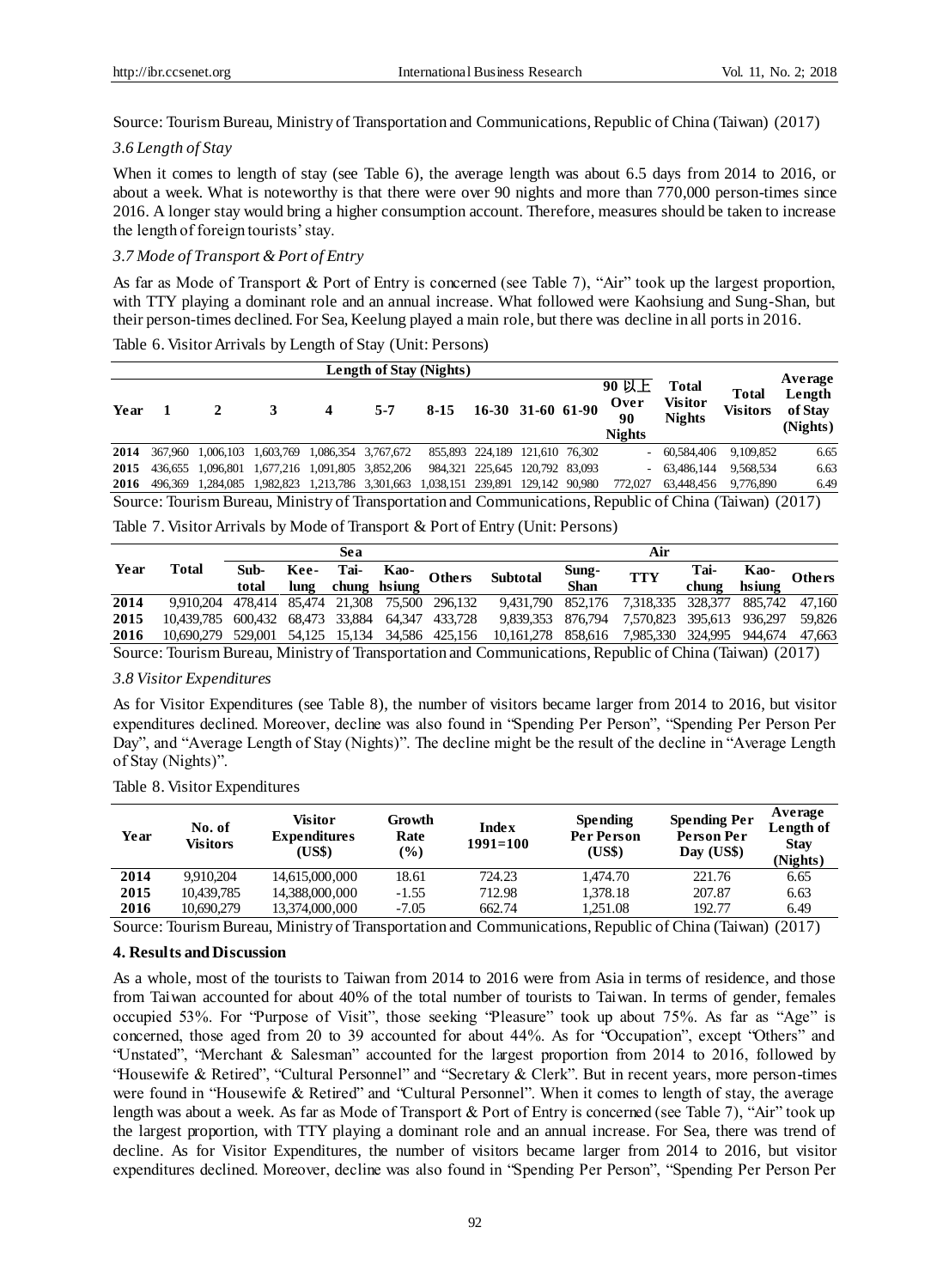Source: Tourism Bureau, Ministry of Transportation and Communications, Republic of China (Taiwan) (2017)

### *3.6 Length of Stay*

When it comes to length of stay (see Table 6), the average length was about 6.5 days from 2014 to 2016, or about a week. What is noteworthy is that there were over 90 nights and more than 770,000 person-times since 2016. A longer stay would bring a higher consumption account. Therefore, measures should be taken to increase the length of foreign tourists' stay.

### *3.7 Mode of Transport & Port of Entry*

As far as Mode of Transport & Port of Entry is concerned (see Table 7), "Air" took up the largest proportion, with TTY playing a dominant role and an annual increase. What followed were Kaohsiung and Sung-Shan, but their person-times declined. For Sea, Keelung played a main role, but there was decline in all ports in 2016.

Table 6. Visitor Arrivals by Length of Stay (Unit: Persons)

| Year | Length of Stay (Nights) | | | | | | | | | | Total Visitor Nights | Total Visitors | Average Length of Stay (Nights) |
|---|---|---|---|---|---|---|---|---|---|---|---|---|---|
| | 1 | 2 | 3 | 4 | 5-7 | 8-15 | 16-30 | 31-60 | 61-90 | 90 以上 Over 90 Nights | | | |
| 2014 | 367,960 | 1,006,103 | 1,603,769 | 1,086,354 | 3,767,672 | 855,893 | 224,189 | 121,610 | 76,302 | - | 60,584,406 | 9,109,852 | 6.65 |
| 2015 | 436,655 | 1,096,801 | 1,677,216 | 1,091,805 | 3,852,206 | 984,321 | 225,645 | 120,792 | 83,093 | - | 63,486,144 | 9,568,534 | 6.63 |
| 2016 | 496,369 | 1,284,085 | 1,982,823 | 1,213,786 | 3,301,663 | 1,038,151 | 239,891 | 129,142 | 90,980 | 772,027 | 63,448,456 | 9,776,890 | 6.49 |

Source: Tourism Bureau, Ministry of Transportation and Communications, Republic of China (Taiwan) (2017)

Table 7. Visitor Arrivals by Mode of Transport & Port of Entry (Unit: Persons)

| Year | Total | Sea | | | | | Air | | | | | |
|---|---|---|---|---|---|---|---|---|---|---|---|---|
| | | Sub-total | Kee-lung | Tai-chung | Kao-hsiung | Others | Subtotal | Sung-Shan | TTY | Tai-chung | Kao-hsiung | Others |
| 2014 | 9,910,204 | 478,414 | 85,474 | 21,308 | 75,500 | 296,132 | 9,431,790 | 852,176 | 7,318,335 | 328,377 | 885,742 | 47,160 |
| 2015 | 10,439,785 | 600,432 | 68,473 | 33,884 | 64,347 | 433,728 | 9,839,353 | 876,794 | 7,570,823 | 395,613 | 936,297 | 59,826 |
| 2016 | 10,690,279 | 529,001 | 54,125 | 15,134 | 34,586 | 425,156 | 10,161,278 | 858,616 | 7,985,330 | 324,995 | 944,674 | 47,663 |

Source: Tourism Bureau, Ministry of Transportation and Communications, Republic of China (Taiwan) (2017)

### *3.8 Visitor Expenditures*

As for Visitor Expenditures (see Table 8), the number of visitors became larger from 2014 to 2016, but visitor expenditures declined. Moreover, decline was also found in "Spending Per Person", "Spending Per Person Per Day", and "Average Length of Stay (Nights)". The decline might be the result of the decline in "Average Length of Stay (Nights)".

Table 8. Visitor Expenditures

| Year | No. of Visitors | Visitor Expenditures (US$) | Growth Rate (%) | Index 1991=100 | Spending Per Person (US$) | Spending Per Person Per Day (US$) | Average Length of Stay (Nights) |
|---|---|---|---|---|---|---|---|
| 2014 | 9,910,204 | 14,615,000,000 | 18.61 | 724.23 | 1,474.70 | 221.76 | 6.65 |
| 2015 | 10,439,785 | 14,388,000,000 | -1.55 | 712.98 | 1,378.18 | 207.87 | 6.63 |
| 2016 | 10,690,279 | 13,374,000,000 | -7.05 | 662.74 | 1,251.08 | 192.77 | 6.49 |

Source: Tourism Bureau, Ministry of Transportation and Communications, Republic of China (Taiwan) (2017)

## 4. Results and Discussion

As a whole, most of the tourists to Taiwan from 2014 to 2016 were from Asia in terms of residence, and those from Taiwan accounted for about 40% of the total number of tourists to Taiwan. In terms of gender, females occupied 53%. For "Purpose of Visit", those seeking "Pleasure" took up about 75%. As far as "Age" is concerned, those aged from 20 to 39 accounted for about 44%. As for "Occupation", except "Others" and "Unstated", "Merchant & Salesman" accounted for the largest proportion from 2014 to 2016, followed by "Housewife & Retired", "Cultural Personnel" and "Secretary & Clerk". But in recent years, more person-times were found in "Housewife & Retired" and "Cultural Personnel". When it comes to length of stay, the average length was about a week. As far as Mode of Transport & Port of Entry is concerned (see Table 7), "Air" took up the largest proportion, with TTY playing a dominant role and an annual increase. For Sea, there was trend of decline. As for Visitor Expenditures, the number of visitors became larger from 2014 to 2016, but visitor expenditures declined. Moreover, decline was also found in "Spending Per Person", "Spending Per Person Per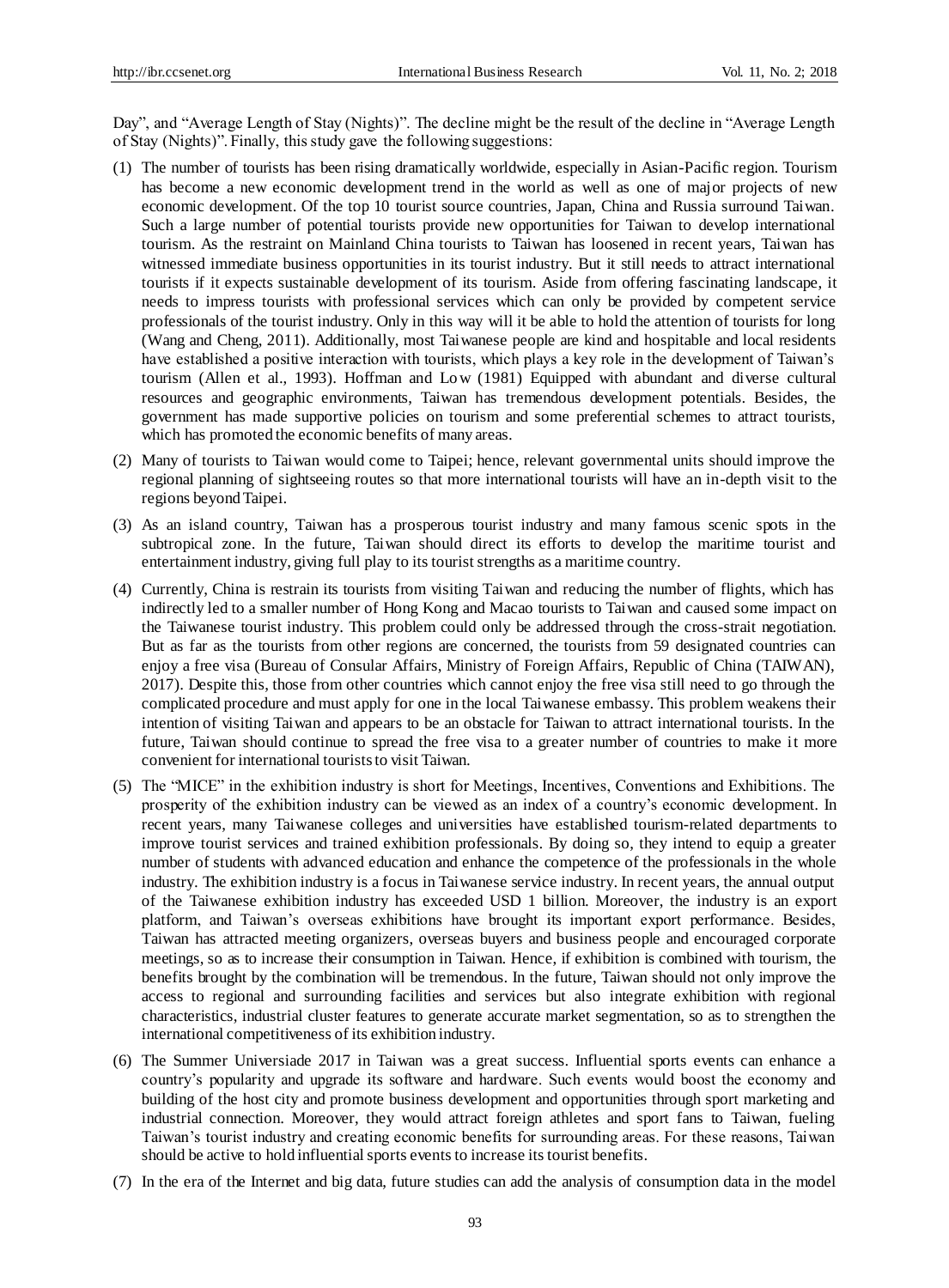Day", and "Average Length of Stay (Nights)". The decline might be the result of the decline in "Average Length of Stay (Nights)". Finally, this study gave the following suggestions:

(1) The number of tourists has been rising dramatically worldwide, especially in Asian-Pacific region. Tourism has become a new economic development trend in the world as well as one of major projects of new economic development. Of the top 10 tourist source countries, Japan, China and Russia surround Taiwan. Such a large number of potential tourists provide new opportunities for Taiwan to develop international tourism. As the restraint on Mainland China tourists to Taiwan has loosened in recent years, Taiwan has witnessed immediate business opportunities in its tourist industry. But it still needs to attract international tourists if it expects sustainable development of its tourism. Aside from offering fascinating landscape, it needs to impress tourists with professional services which can only be provided by competent service professionals of the tourist industry. Only in this way will it be able to hold the attention of tourists for long (Wang and Cheng, 2011). Additionally, most Taiwanese people are kind and hospitable and local residents have established a positive interaction with tourists, which plays a key role in the development of Taiwan's tourism (Allen et al., 1993). Hoffman and Low (1981) Equipped with abundant and diverse cultural resources and geographic environments, Taiwan has tremendous development potentials. Besides, the government has made supportive policies on tourism and some preferential schemes to attract tourists, which has promoted the economic benefits of many areas.

(2) Many of tourists to Taiwan would come to Taipei; hence, relevant governmental units should improve the regional planning of sightseeing routes so that more international tourists will have an in-depth visit to the regions beyond Taipei.

(3) As an island country, Taiwan has a prosperous tourist industry and many famous scenic spots in the subtropical zone. In the future, Taiwan should direct its efforts to develop the maritime tourist and entertainment industry, giving full play to its tourist strengths as a maritime country.

(4) Currently, China is restrain its tourists from visiting Taiwan and reducing the number of flights, which has indirectly led to a smaller number of Hong Kong and Macao tourists to Taiwan and caused some impact on the Taiwanese tourist industry. This problem could only be addressed through the cross-strait negotiation. But as far as the tourists from other regions are concerned, the tourists from 59 designated countries can enjoy a free visa (Bureau of Consular Affairs, Ministry of Foreign Affairs, Republic of China (TAIWAN), 2017). Despite this, those from other countries which cannot enjoy the free visa still need to go through the complicated procedure and must apply for one in the local Taiwanese embassy. This problem weakens their intention of visiting Taiwan and appears to be an obstacle for Taiwan to attract international tourists. In the future, Taiwan should continue to spread the free visa to a greater number of countries to make it more convenient for international tourists to visit Taiwan.

(5) The "MICE" in the exhibition industry is short for Meetings, Incentives, Conventions and Exhibitions. The prosperity of the exhibition industry can be viewed as an index of a country's economic development. In recent years, many Taiwanese colleges and universities have established tourism-related departments to improve tourist services and trained exhibition professionals. By doing so, they intend to equip a greater number of students with advanced education and enhance the competence of the professionals in the whole industry. The exhibition industry is a focus in Taiwanese service industry. In recent years, the annual output of the Taiwanese exhibition industry has exceeded USD 1 billion. Moreover, the industry is an export platform, and Taiwan's overseas exhibitions have brought its important export performance. Besides, Taiwan has attracted meeting organizers, overseas buyers and business people and encouraged corporate meetings, so as to increase their consumption in Taiwan. Hence, if exhibition is combined with tourism, the benefits brought by the combination will be tremendous. In the future, Taiwan should not only improve the access to regional and surrounding facilities and services but also integrate exhibition with regional characteristics, industrial cluster features to generate accurate market segmentation, so as to strengthen the international competitiveness of its exhibition industry.

(6) The Summer Universiade 2017 in Taiwan was a great success. Influential sports events can enhance a country's popularity and upgrade its software and hardware. Such events would boost the economy and building of the host city and promote business development and opportunities through sport marketing and industrial connection. Moreover, they would attract foreign athletes and sport fans to Taiwan, fueling Taiwan's tourist industry and creating economic benefits for surrounding areas. For these reasons, Taiwan should be active to hold influential sports events to increase its tourist benefits.

(7) In the era of the Internet and big data, future studies can add the analysis of consumption data in the model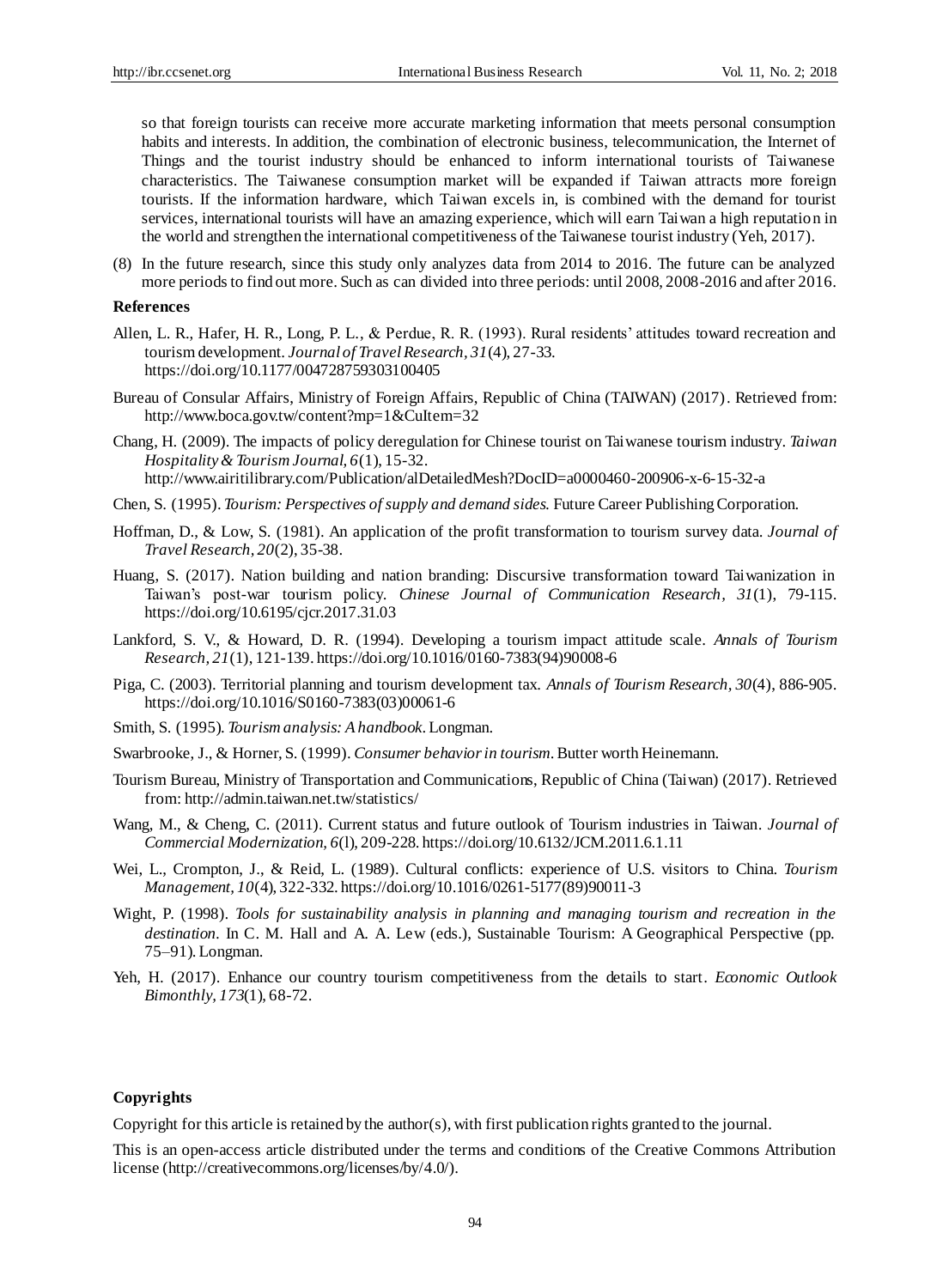so that foreign tourists can receive more accurate marketing information that meets personal consumption habits and interests. In addition, the combination of electronic business, telecommunication, the Internet of Things and the tourist industry should be enhanced to inform international tourists of Taiwanese characteristics. The Taiwanese consumption market will be expanded if Taiwan attracts more foreign tourists. If the information hardware, which Taiwan excels in, is combined with the demand for tourist services, international tourists will have an amazing experience, which will earn Taiwan a high reputation in the world and strengthen the international competitiveness of the Taiwanese tourist industry (Yeh, 2017).

(8) In the future research, since this study only analyzes data from 2014 to 2016. The future can be analyzed more periods to find out more. Such as can divided into three periods: until 2008, 2008-2016 and after 2016.

## References

Allen, L. R., Hafer, H. R., Long, P. L., & Perdue, R. R. (1993). Rural residents' attitudes toward recreation and tourism development. *Journal of Travel Research, 31*(4), 27-33. https://doi.org/10.1177/004728759303100405

Bureau of Consular Affairs, Ministry of Foreign Affairs, Republic of China (TAIWAN) (2017). Retrieved from: http://www.boca.gov.tw/content?mp=1&CuItem=32

Chang, H. (2009). The impacts of policy deregulation for Chinese tourist on Taiwanese tourism industry. *Taiwan Hospitality & Tourism Journal, 6*(1), 15-32. http://www.airitilibrary.com/Publication/alDetailedMesh?DocID=a0000460-200906-x-6-15-32-a

Chen, S. (1995). *Tourism: Perspectives of supply and demand sides.* Future Career Publishing Corporation.

Hoffman, D., & Low, S. (1981). An application of the profit transformation to tourism survey data. *Journal of Travel Research, 20*(2), 35-38.

Huang, S. (2017). Nation building and nation branding: Discursive transformation toward Taiwanization in Taiwan's post-war tourism policy. *Chinese Journal of Communication Research, 31*(1), 79-115. https://doi.org/10.6195/cjcr.2017.31.03

Lankford, S. V., & Howard, D. R. (1994). Developing a tourism impact attitude scale. *Annals of Tourism Research, 21*(1), 121-139. https://doi.org/10.1016/0160-7383(94)90008-6

Piga, C. (2003). Territorial planning and tourism development tax. *Annals of Tourism Research, 30*(4), 886-905. https://doi.org/10.1016/S0160-7383(03)00061-6

Smith, S. (1995). *Tourism analysis: A handbook*. Longman.

Swarbrooke, J., & Horner, S. (1999). *Consumer behavior in tourism*. Butter worth Heinemann.

Tourism Bureau, Ministry of Transportation and Communications, Republic of China (Taiwan) (2017). Retrieved from: http://admin.taiwan.net.tw/statistics/

Wang, M., & Cheng, C. (2011). Current status and future outlook of Tourism industries in Taiwan. *Journal of Commercial Modernization, 6*(l), 209-228. https://doi.org/10.6132/JCM.2011.6.1.11

Wei, L., Crompton, J., & Reid, L. (1989). Cultural conflicts: experience of U.S. visitors to China. *Tourism Management, 10*(4), 322-332. https://doi.org/10.1016/0261-5177(89)90011-3

Wight, P. (1998). *Tools for sustainability analysis in planning and managing tourism and recreation in the destination*. In C. M. Hall and A. A. Lew (eds.), Sustainable Tourism: A Geographical Perspective (pp. 75–91). Longman.

Yeh, H. (2017). Enhance our country tourism competitiveness from the details to start. *Economic Outlook Bimonthly, 173*(1), 68-72.

## Copyrights

Copyright for this article is retained by the author(s), with first publication rights granted to the journal.

This is an open-access article distributed under the terms and conditions of the Creative Commons Attribution license (http://creativecommons.org/licenses/by/4.0/).